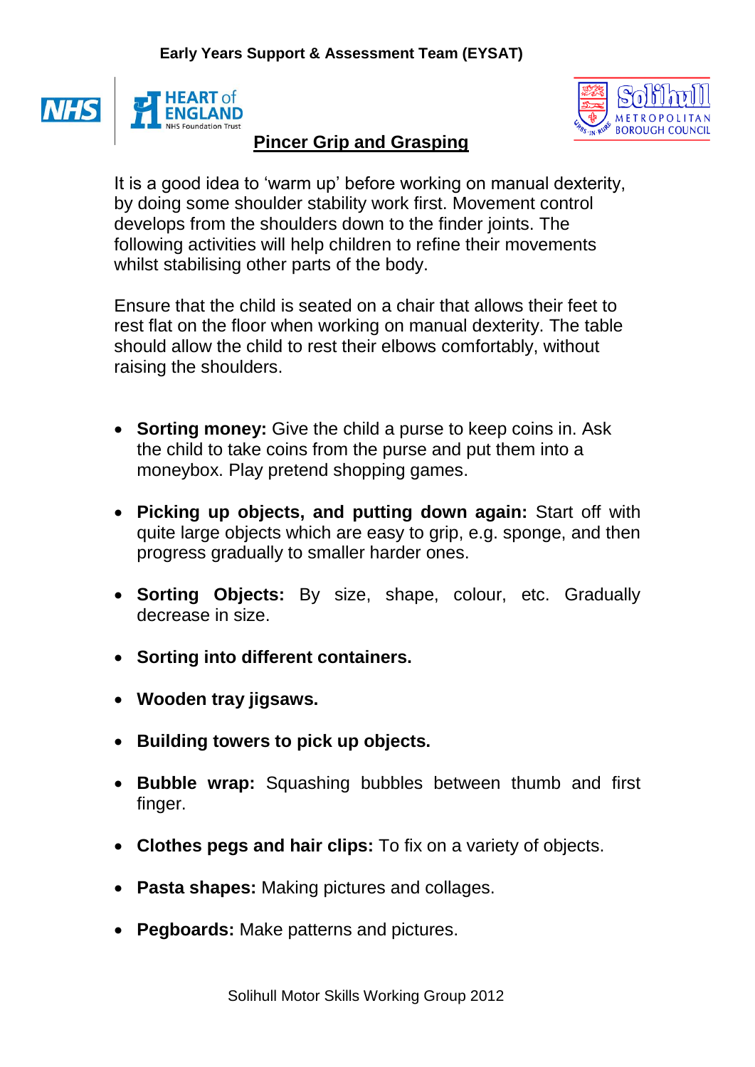**Early Years Support & Assessment Team (EYSAT)**

# Pincer Grip and Grasping

It is a good idea to 'warm up' before working on manual dexterity, by doing some shoulder stability work first. Movement control develops from the shoulders down to the finder joints. The following activities will help children to refine their movements whilst stabilising other parts of the body.

Ensure that the child is seated on a chair that allows their feet to rest flat on the floor when working on manual dexterity. The table should allow the child to rest their elbows comfortably, without raising the shoulders.

- **Sorting money:** Give the child a purse to keep coins in. Ask the child to take coins from the purse and put them into a moneybox. Play pretend shopping games.
- **Picking up objects, and putting down again:** Start off with quite large objects which are easy to grip, e.g. sponge, and then progress gradually to smaller harder ones.
- **Sorting Objects:** By size, shape, colour, etc. Gradually decrease in size.
- **Sorting into different containers.**
- **Wooden tray jigsaws.**
- **Building towers to pick up objects.**
- **Bubble wrap:** Squashing bubbles between thumb and first finger.
- **Clothes pegs and hair clips:** To fix on a variety of objects.
- **Pasta shapes:** Making pictures and collages.
- **Pegboards:** Make patterns and pictures.

Solihull Motor Skills Working Group 2012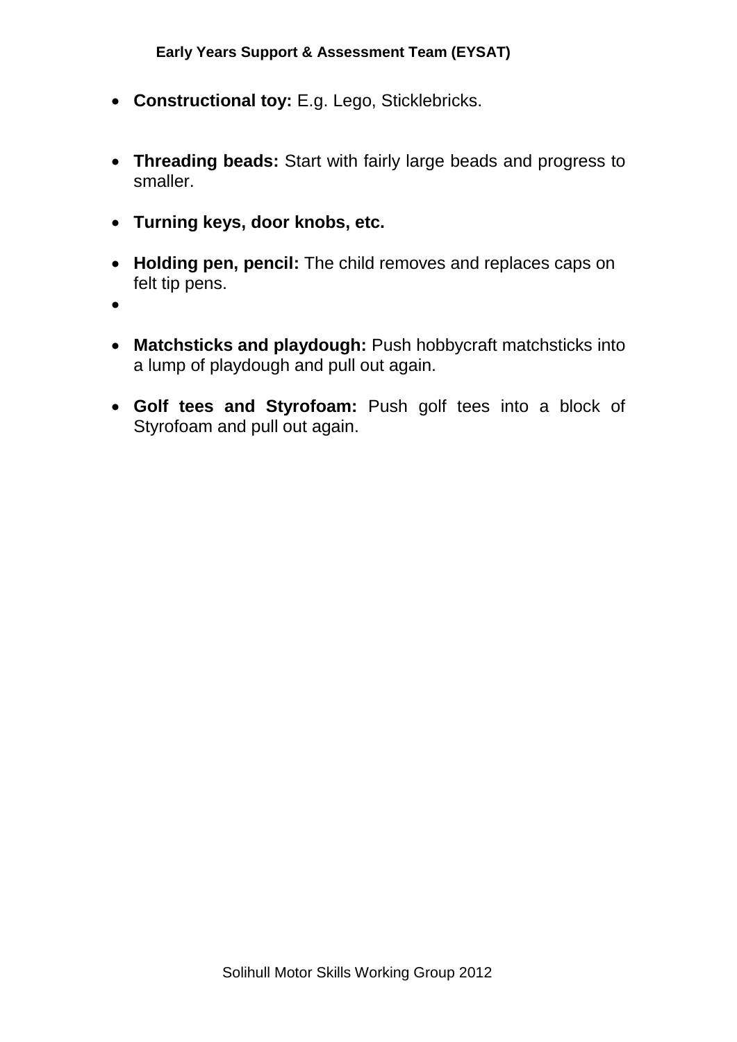- **Constructional toy:** E.g. Lego, Sticklebricks.

- **Threading beads:** Start with fairly large beads and progress to smaller.

- **Turning keys, door knobs, etc.**

- **Holding pen, pencil:** The child removes and replaces caps on felt tip pens.

- 

- **Matchsticks and playdough:** Push hobbycraft matchsticks into a lump of playdough and pull out again.

- **Golf tees and Styrofoam:** Push golf tees into a block of Styrofoam and pull out again.